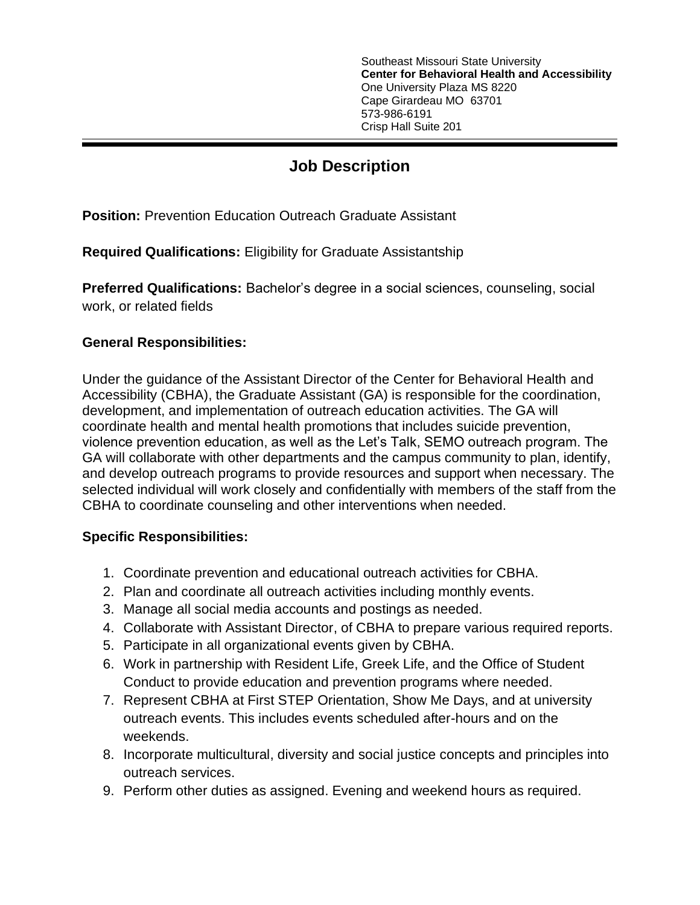Southeast Missouri State University
**Center for Behavioral Health and Accessibility**
One University Plaza MS 8220
Cape Girardeau MO 63701
573-986-6191
Crisp Hall Suite 201

---

# Job Description

**Position:** Prevention Education Outreach Graduate Assistant

**Required Qualifications:** Eligibility for Graduate Assistantship

**Preferred Qualifications:** Bachelor's degree in a social sciences, counseling, social work, or related fields

**General Responsibilities:**

Under the guidance of the Assistant Director of the Center for Behavioral Health and Accessibility (CBHA), the Graduate Assistant (GA) is responsible for the coordination, development, and implementation of outreach education activities. The GA will coordinate health and mental health promotions that includes suicide prevention, violence prevention education, as well as the Let's Talk, SEMO outreach program. The GA will collaborate with other departments and the campus community to plan, identify, and develop outreach programs to provide resources and support when necessary. The selected individual will work closely and confidentially with members of the staff from the CBHA to coordinate counseling and other interventions when needed.

**Specific Responsibilities:**

1. Coordinate prevention and educational outreach activities for CBHA.
2. Plan and coordinate all outreach activities including monthly events.
3. Manage all social media accounts and postings as needed.
4. Collaborate with Assistant Director, of CBHA to prepare various required reports.
5. Participate in all organizational events given by CBHA.
6. Work in partnership with Resident Life, Greek Life, and the Office of Student Conduct to provide education and prevention programs where needed.
7. Represent CBHA at First STEP Orientation, Show Me Days, and at university outreach events. This includes events scheduled after-hours and on the weekends.
8. Incorporate multicultural, diversity and social justice concepts and principles into outreach services.
9. Perform other duties as assigned. Evening and weekend hours as required.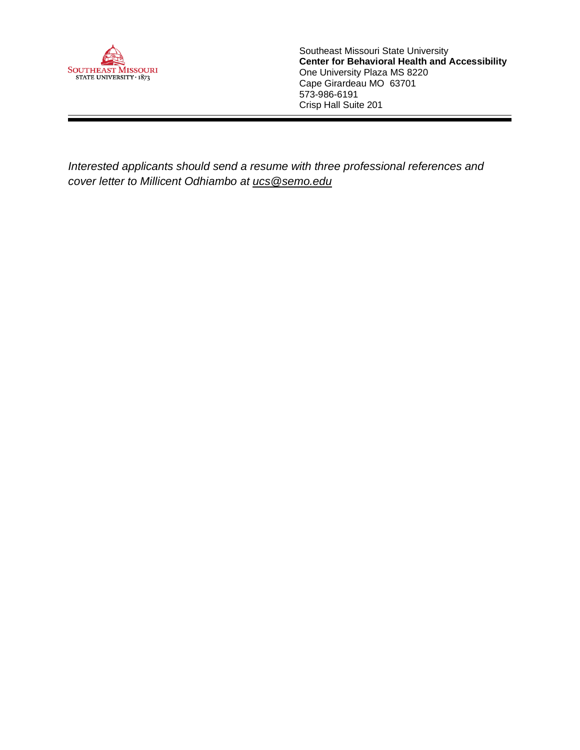Southeast Missouri State University
**Center for Behavioral Health and Accessibility**
One University Plaza MS 8220
Cape Girardeau MO 63701
573-986-6191
Crisp Hall Suite 201

---

*Interested applicants should send a resume with three professional references and cover letter to Millicent Odhiambo at ucs@semo.edu*